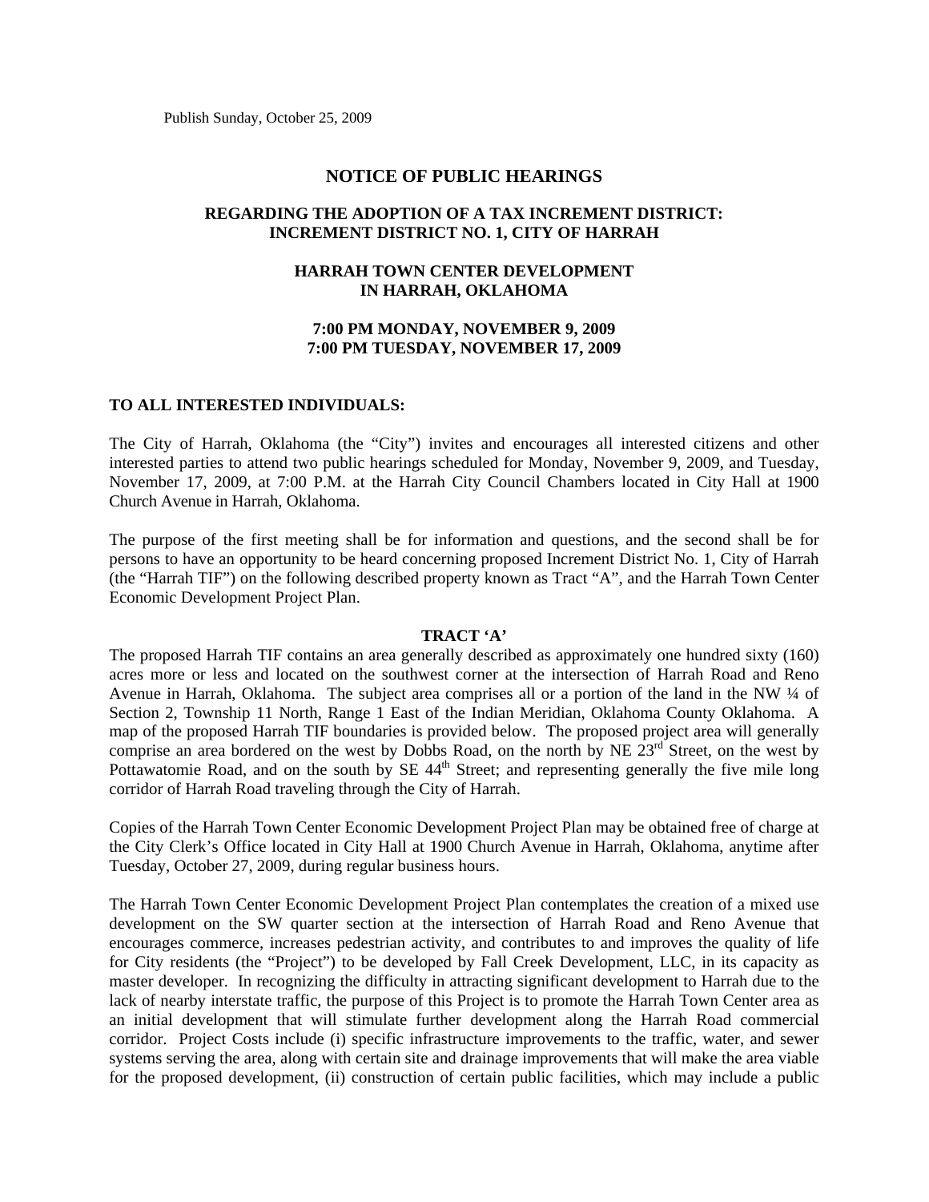Publish Sunday, October 25, 2009

## NOTICE OF PUBLIC HEARINGS

### REGARDING THE ADOPTION OF A TAX INCREMENT DISTRICT: INCREMENT DISTRICT NO. 1, CITY OF HARRAH

### HARRAH TOWN CENTER DEVELOPMENT IN HARRAH, OKLAHOMA

### 7:00 PM MONDAY, NOVEMBER 9, 2009
### 7:00 PM TUESDAY, NOVEMBER 17, 2009

**TO ALL INTERESTED INDIVIDUALS:**

The City of Harrah, Oklahoma (the "City") invites and encourages all interested citizens and other interested parties to attend two public hearings scheduled for Monday, November 9, 2009, and Tuesday, November 17, 2009, at 7:00 P.M. at the Harrah City Council Chambers located in City Hall at 1900 Church Avenue in Harrah, Oklahoma.

The purpose of the first meeting shall be for information and questions, and the second shall be for persons to have an opportunity to be heard concerning proposed Increment District No. 1, City of Harrah (the "Harrah TIF") on the following described property known as Tract "A", and the Harrah Town Center Economic Development Project Plan.

**TRACT 'A'**

The proposed Harrah TIF contains an area generally described as approximately one hundred sixty (160) acres more or less and located on the southwest corner at the intersection of Harrah Road and Reno Avenue in Harrah, Oklahoma. The subject area comprises all or a portion of the land in the NW ¼ of Section 2, Township 11 North, Range 1 East of the Indian Meridian, Oklahoma County Oklahoma. A map of the proposed Harrah TIF boundaries is provided below. The proposed project area will generally comprise an area bordered on the west by Dobbs Road, on the north by NE 23rd Street, on the west by Pottawatomie Road, and on the south by SE 44th Street; and representing generally the five mile long corridor of Harrah Road traveling through the City of Harrah.

Copies of the Harrah Town Center Economic Development Project Plan may be obtained free of charge at the City Clerk's Office located in City Hall at 1900 Church Avenue in Harrah, Oklahoma, anytime after Tuesday, October 27, 2009, during regular business hours.

The Harrah Town Center Economic Development Project Plan contemplates the creation of a mixed use development on the SW quarter section at the intersection of Harrah Road and Reno Avenue that encourages commerce, increases pedestrian activity, and contributes to and improves the quality of life for City residents (the "Project") to be developed by Fall Creek Development, LLC, in its capacity as master developer. In recognizing the difficulty in attracting significant development to Harrah due to the lack of nearby interstate traffic, the purpose of this Project is to promote the Harrah Town Center area as an initial development that will stimulate further development along the Harrah Road commercial corridor. Project Costs include (i) specific infrastructure improvements to the traffic, water, and sewer systems serving the area, along with certain site and drainage improvements that will make the area viable for the proposed development, (ii) construction of certain public facilities, which may include a public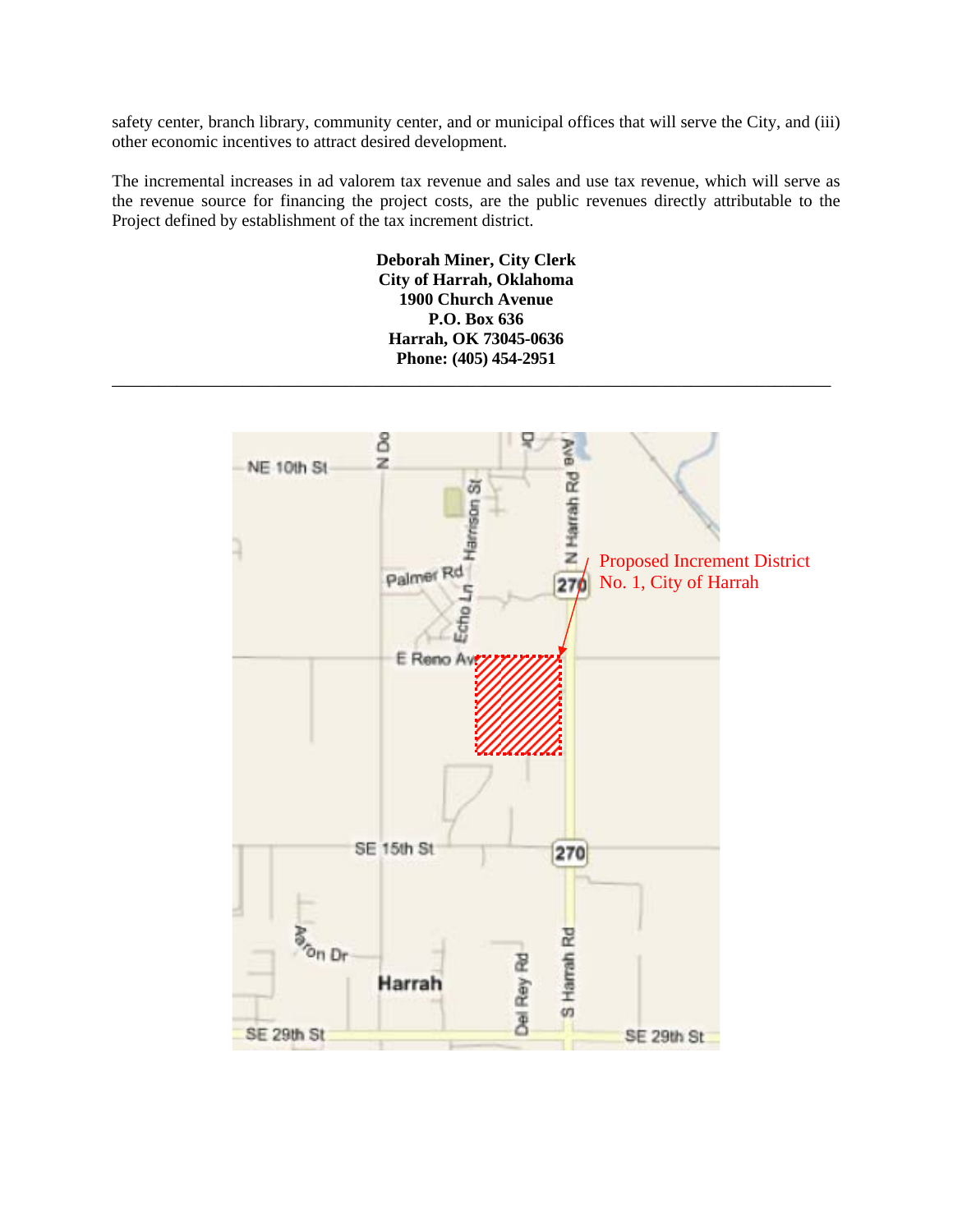safety center, branch library, community center, and or municipal offices that will serve the City, and (iii) other economic incentives to attract desired development.

The incremental increases in ad valorem tax revenue and sales and use tax revenue, which will serve as the revenue source for financing the project costs, are the public revenues directly attributable to the Project defined by establishment of the tax increment district.

**Deborah Miner, City Clerk**
**City of Harrah, Oklahoma**
**1900 Church Avenue**
**P.O. Box 636**
**Harrah, OK 73045-0636**
**Phone: (405) 454-2951**

---

NE 10th St
N Do
Harrison St
N Harrah Rd
Palmer Rd
Echo Ln
270
Proposed Increment District No. 1, City of Harrah
E Reno Ave
SE 15th St
270
Aaron Dr
Harrah
Del Rey Rd
S Harrah Rd
SE 29th St
SE 29th St